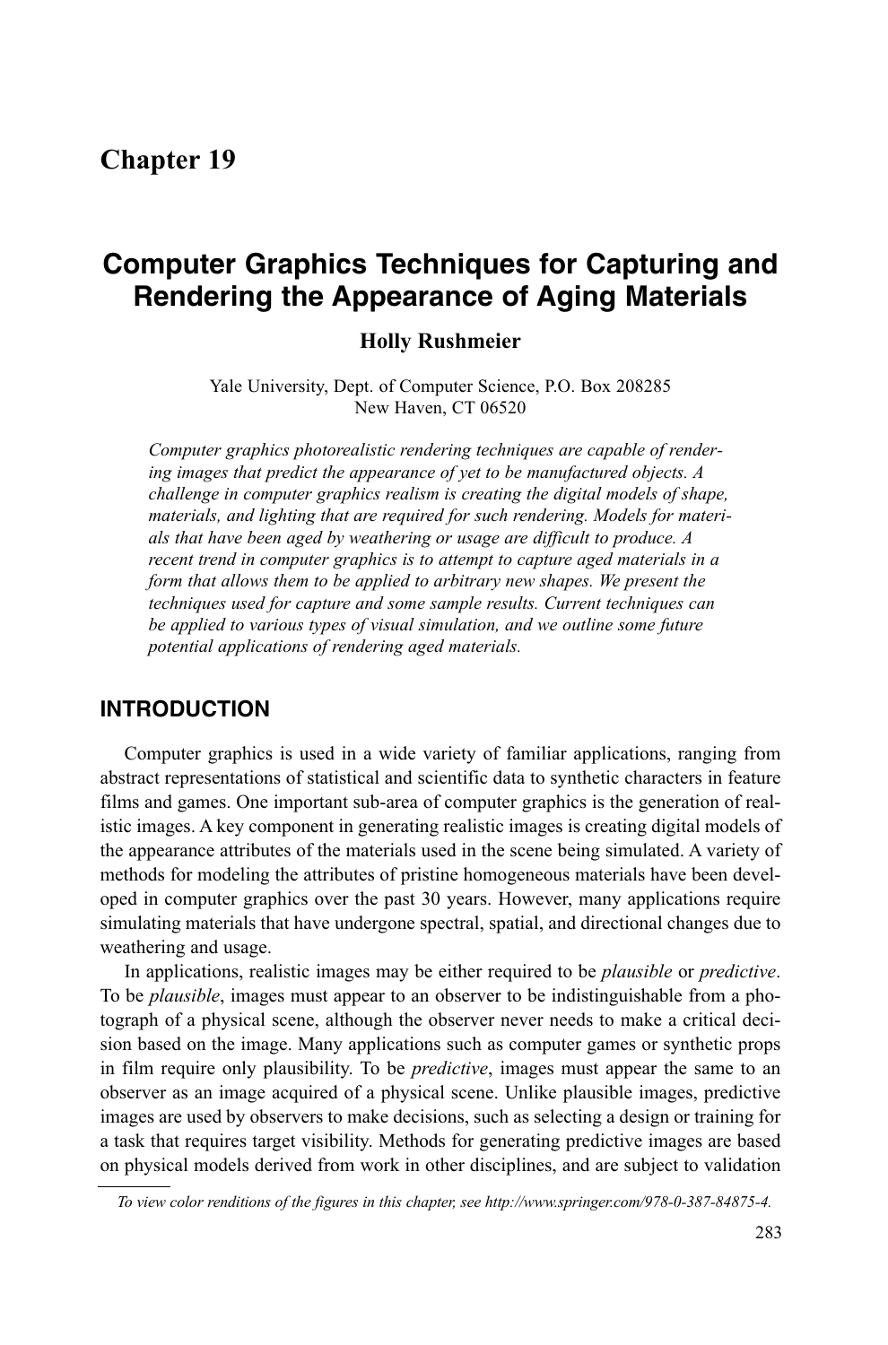# Chapter 19

## Computer Graphics Techniques for Capturing and Rendering the Appearance of Aging Materials

**Holly Rushmeier**

Yale University, Dept. of Computer Science, P.O. Box 208285
New Haven, CT 06520

*Computer graphics photorealistic rendering techniques are capable of rendering images that predict the appearance of yet to be manufactured objects. A challenge in computer graphics realism is creating the digital models of shape, materials, and lighting that are required for such rendering. Models for materials that have been aged by weathering or usage are difficult to produce. A recent trend in computer graphics is to attempt to capture aged materials in a form that allows them to be applied to arbitrary new shapes. We present the techniques used for capture and some sample results. Current techniques can be applied to various types of visual simulation, and we outline some future potential applications of rendering aged materials.*

### INTRODUCTION

Computer graphics is used in a wide variety of familiar applications, ranging from abstract representations of statistical and scientific data to synthetic characters in feature films and games. One important sub-area of computer graphics is the generation of realistic images. A key component in generating realistic images is creating digital models of the appearance attributes of the materials used in the scene being simulated. A variety of methods for modeling the attributes of pristine homogeneous materials have been developed in computer graphics over the past 30 years. However, many applications require simulating materials that have undergone spectral, spatial, and directional changes due to weathering and usage.

In applications, realistic images may be either required to be *plausible* or *predictive*. To be *plausible*, images must appear to an observer to be indistinguishable from a photograph of a physical scene, although the observer never needs to make a critical decision based on the image. Many applications such as computer games or synthetic props in film require only plausibility. To be *predictive*, images must appear the same to an observer as an image acquired of a physical scene. Unlike plausible images, predictive images are used by observers to make decisions, such as selecting a design or training for a task that requires target visibility. Methods for generating predictive images are based on physical models derived from work in other disciplines, and are subject to validation

*To view color renditions of the figures in this chapter, see http://www.springer.com/978-0-387-84875-4.*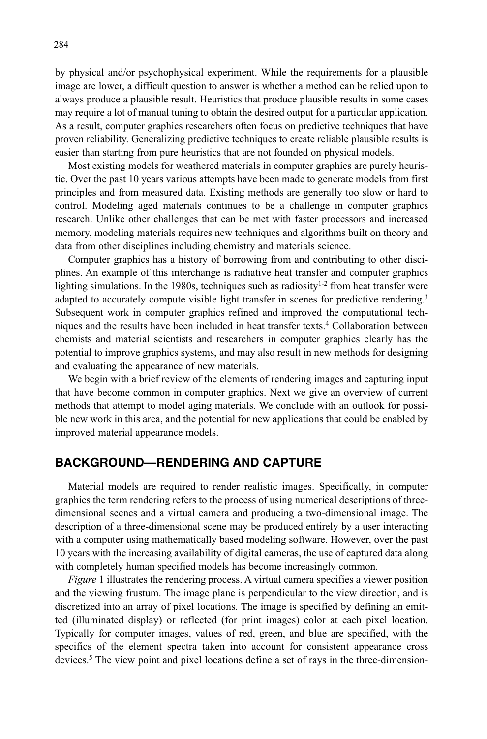by physical and/or psychophysical experiment. While the requirements for a plausible image are lower, a difficult question to answer is whether a method can be relied upon to always produce a plausible result. Heuristics that produce plausible results in some cases may require a lot of manual tuning to obtain the desired output for a particular application. As a result, computer graphics researchers often focus on predictive techniques that have proven reliability. Generalizing predictive techniques to create reliable plausible results is easier than starting from pure heuristics that are not founded on physical models.

Most existing models for weathered materials in computer graphics are purely heuristic. Over the past 10 years various attempts have been made to generate models from first principles and from measured data. Existing methods are generally too slow or hard to control. Modeling aged materials continues to be a challenge in computer graphics research. Unlike other challenges that can be met with faster processors and increased memory, modeling materials requires new techniques and algorithms built on theory and data from other disciplines including chemistry and materials science.

Computer graphics has a history of borrowing from and contributing to other disciplines. An example of this interchange is radiative heat transfer and computer graphics lighting simulations. In the 1980s, techniques such as radiosity[1-2] from heat transfer were adapted to accurately compute visible light transfer in scenes for predictive rendering.[3] Subsequent work in computer graphics refined and improved the computational techniques and the results have been included in heat transfer texts.[4] Collaboration between chemists and material scientists and researchers in computer graphics clearly has the potential to improve graphics systems, and may also result in new methods for designing and evaluating the appearance of new materials.

We begin with a brief review of the elements of rendering images and capturing input that have become common in computer graphics. Next we give an overview of current methods that attempt to model aging materials. We conclude with an outlook for possible new work in this area, and the potential for new applications that could be enabled by improved material appearance models.

## BACKGROUND—RENDERING AND CAPTURE

Material models are required to render realistic images. Specifically, in computer graphics the term rendering refers to the process of using numerical descriptions of three-dimensional scenes and a virtual camera and producing a two-dimensional image. The description of a three-dimensional scene may be produced entirely by a user interacting with a computer using mathematically based modeling software. However, over the past 10 years with the increasing availability of digital cameras, the use of captured data along with completely human specified models has become increasingly common.

*Figure* 1 illustrates the rendering process. A virtual camera specifies a viewer position and the viewing frustum. The image plane is perpendicular to the view direction, and is discretized into an array of pixel locations. The image is specified by defining an emitted (illuminated display) or reflected (for print images) color at each pixel location. Typically for computer images, values of red, green, and blue are specified, with the specifics of the element spectra taken into account for consistent appearance cross devices.[5] The view point and pixel locations define a set of rays in the three-dimension-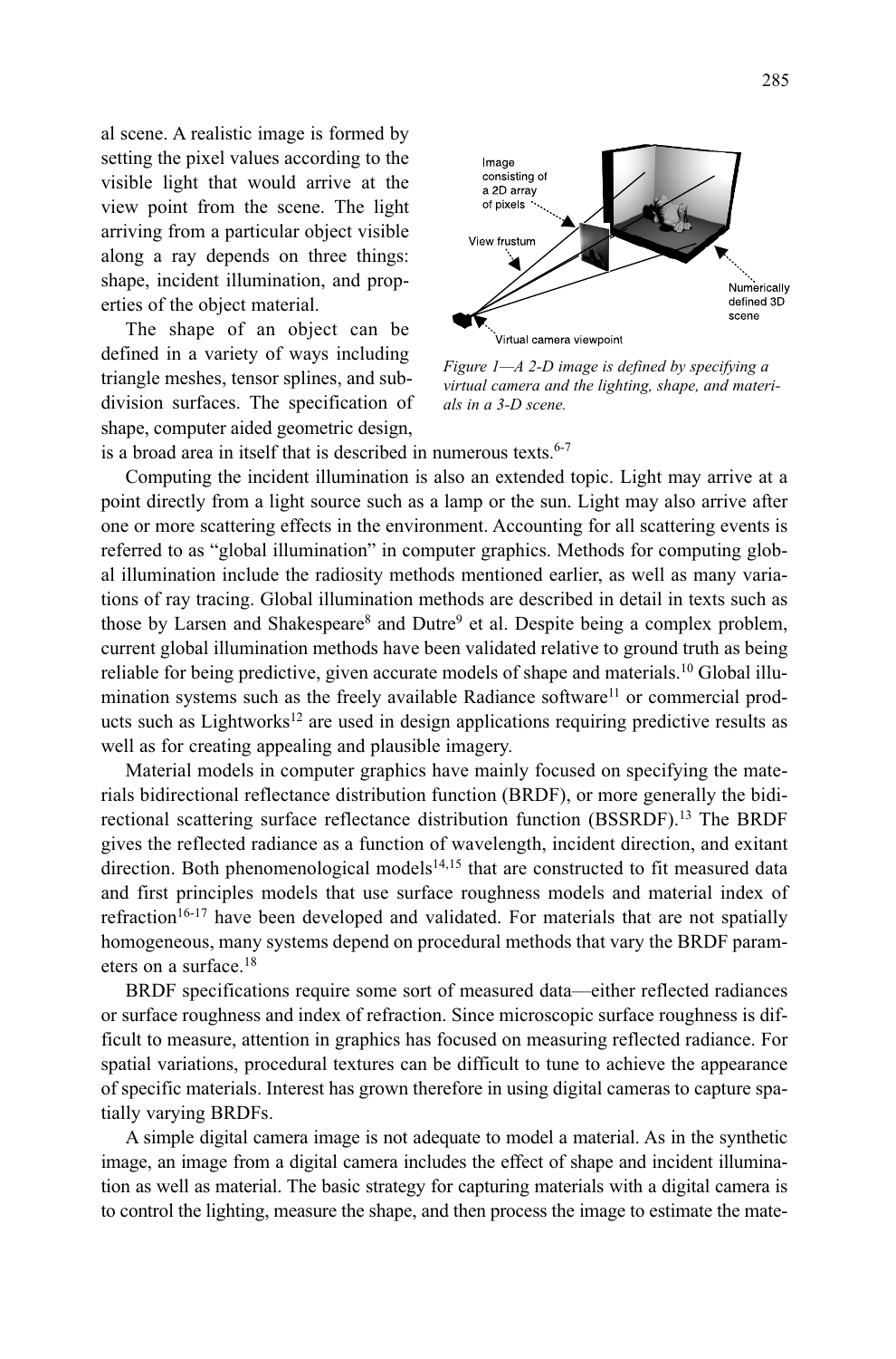al scene. A realistic image is formed by setting the pixel values according to the visible light that would arrive at the view point from the scene. The light arriving from a particular object visible along a ray depends on three things: shape, incident illumination, and properties of the object material.

The shape of an object can be defined in a variety of ways including triangle meshes, tensor splines, and subdivision surfaces. The specification of shape, computer aided geometric design, is a broad area in itself that is described in numerous texts.[6-7]

*Figure 1—A 2-D image is defined by specifying a virtual camera and the lighting, shape, and materials in a 3-D scene.*

Computing the incident illumination is also an extended topic. Light may arrive at a point directly from a light source such as a lamp or the sun. Light may also arrive after one or more scattering effects in the environment. Accounting for all scattering events is referred to as "global illumination" in computer graphics. Methods for computing global illumination include the radiosity methods mentioned earlier, as well as many variations of ray tracing. Global illumination methods are described in detail in texts such as those by Larsen and Shakespeare[8] and Dutre[9] et al. Despite being a complex problem, current global illumination methods have been validated relative to ground truth as being reliable for being predictive, given accurate models of shape and materials.[10] Global illumination systems such as the freely available Radiance software[11] or commercial products such as Lightworks[12] are used in design applications requiring predictive results as well as for creating appealing and plausible imagery.

Material models in computer graphics have mainly focused on specifying the materials bidirectional reflectance distribution function (BRDF), or more generally the bidirectional scattering surface reflectance distribution function (BSSRDF).[13] The BRDF gives the reflected radiance as a function of wavelength, incident direction, and exitant direction. Both phenomenological models[14,15] that are constructed to fit measured data and first principles models that use surface roughness models and material index of refraction[16-17] have been developed and validated. For materials that are not spatially homogeneous, many systems depend on procedural methods that vary the BRDF parameters on a surface.[18]

BRDF specifications require some sort of measured data—either reflected radiances or surface roughness and index of refraction. Since microscopic surface roughness is difficult to measure, attention in graphics has focused on measuring reflected radiance. For spatial variations, procedural textures can be difficult to tune to achieve the appearance of specific materials. Interest has grown therefore in using digital cameras to capture spatially varying BRDFs.

A simple digital camera image is not adequate to model a material. As in the synthetic image, an image from a digital camera includes the effect of shape and incident illumination as well as material. The basic strategy for capturing materials with a digital camera is to control the lighting, measure the shape, and then process the image to estimate the mate-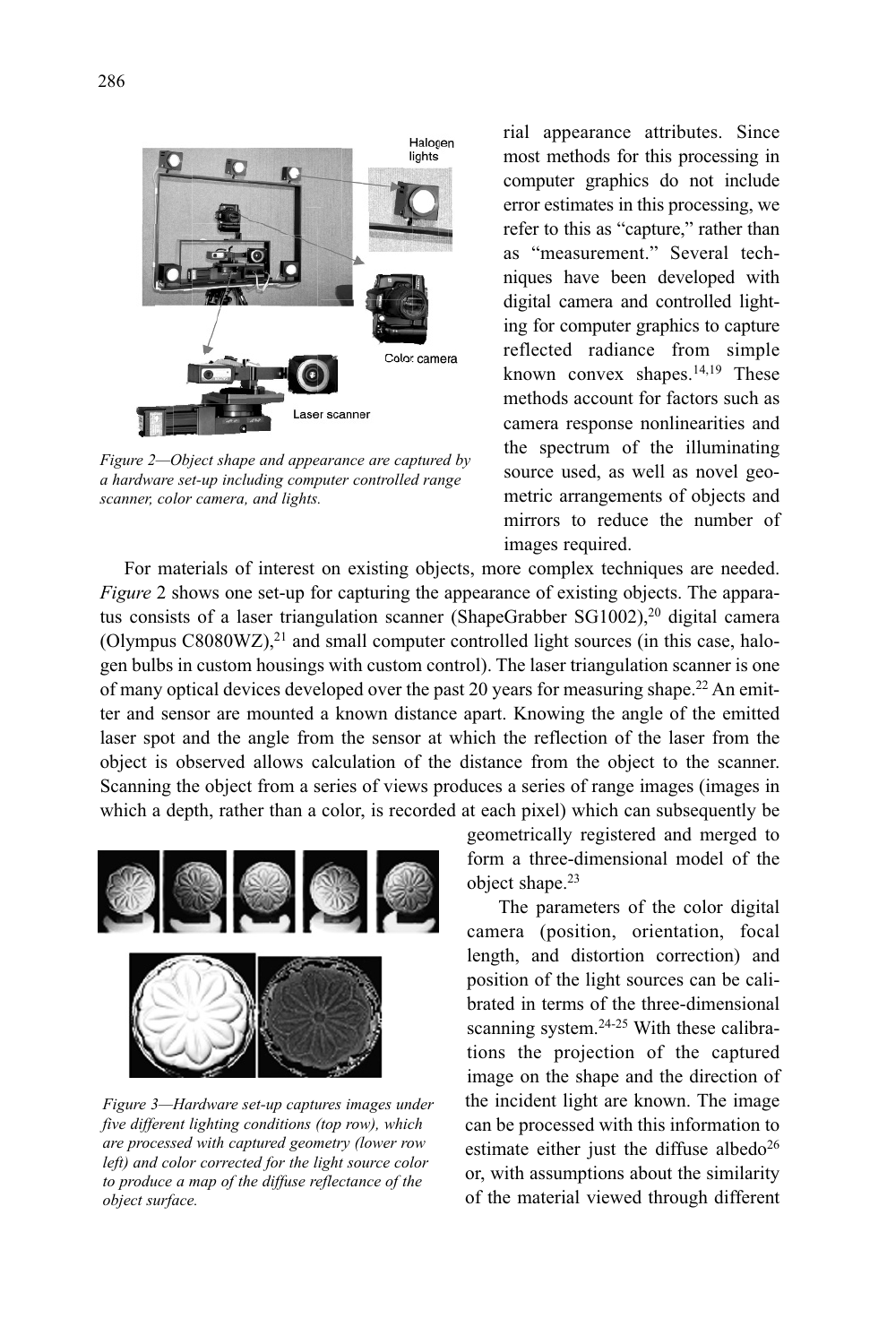rial appearance attributes. Since most methods for this processing in computer graphics do not include error estimates in this processing, we refer to this as "capture," rather than as "measurement." Several techniques have been developed with digital camera and controlled lighting for computer graphics to capture reflected radiance from simple known convex shapes.[14,19] These methods account for factors such as camera response nonlinearities and the spectrum of the illuminating source used, as well as novel geometric arrangements of objects and mirrors to reduce the number of images required.

*Figure 2—Object shape and appearance are captured by a hardware set-up including computer controlled range scanner, color camera, and lights.*

For materials of interest on existing objects, more complex techniques are needed. *Figure* 2 shows one set-up for capturing the appearance of existing objects. The apparatus consists of a laser triangulation scanner (ShapeGrabber SG1002),[20] digital camera (Olympus C8080WZ),[21] and small computer controlled light sources (in this case, halogen bulbs in custom housings with custom control). The laser triangulation scanner is one of many optical devices developed over the past 20 years for measuring shape.[22] An emitter and sensor are mounted a known distance apart. Knowing the angle of the emitted laser spot and the angle from the sensor at which the reflection of the laser from the object is observed allows calculation of the distance from the object to the scanner. Scanning the object from a series of views produces a series of range images (images in which a depth, rather than a color, is recorded at each pixel) which can subsequently be geometrically registered and merged to form a three-dimensional model of the object shape.[23]

*Figure 3—Hardware set-up captures images under five different lighting conditions (top row), which are processed with captured geometry (lower row left) and color corrected for the light source color to produce a map of the diffuse reflectance of the object surface.*

The parameters of the color digital camera (position, orientation, focal length, and distortion correction) and position of the light sources can be calibrated in terms of the three-dimensional scanning system.[24-25] With these calibrations the projection of the captured image on the shape and the direction of the incident light are known. The image can be processed with this information to estimate either just the diffuse albedo[26] or, with assumptions about the similarity of the material viewed through different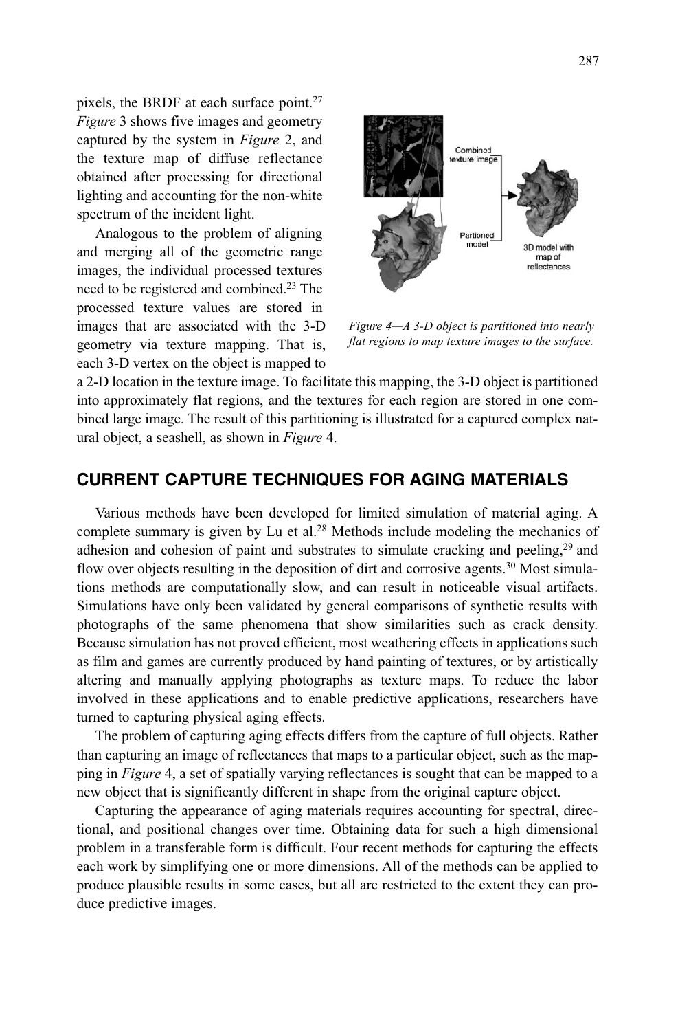pixels, the BRDF at each surface point.[27] *Figure* 3 shows five images and geometry captured by the system in *Figure* 2, and the texture map of diffuse reflectance obtained after processing for directional lighting and accounting for the non-white spectrum of the incident light.

Analogous to the problem of aligning and merging all of the geometric range images, the individual processed textures need to be registered and combined.[23] The processed texture values are stored in images that are associated with the 3-D geometry via texture mapping. That is, each 3-D vertex on the object is mapped to a 2-D location in the texture image. To facilitate this mapping, the 3-D object is partitioned into approximately flat regions, and the textures for each region are stored in one combined large image. The result of this partitioning is illustrated for a captured complex natural object, a seashell, as shown in *Figure* 4.

*Figure 4—A 3-D object is partitioned into nearly flat regions to map texture images to the surface.*

## CURRENT CAPTURE TECHNIQUES FOR AGING MATERIALS

Various methods have been developed for limited simulation of material aging. A complete summary is given by Lu et al.[28] Methods include modeling the mechanics of adhesion and cohesion of paint and substrates to simulate cracking and peeling,[29] and flow over objects resulting in the deposition of dirt and corrosive agents.[30] Most simulations methods are computationally slow, and can result in noticeable visual artifacts. Simulations have only been validated by general comparisons of synthetic results with photographs of the same phenomena that show similarities such as crack density. Because simulation has not proved efficient, most weathering effects in applications such as film and games are currently produced by hand painting of textures, or by artistically altering and manually applying photographs as texture maps. To reduce the labor involved in these applications and to enable predictive applications, researchers have turned to capturing physical aging effects.

The problem of capturing aging effects differs from the capture of full objects. Rather than capturing an image of reflectances that maps to a particular object, such as the mapping in *Figure* 4, a set of spatially varying reflectances is sought that can be mapped to a new object that is significantly different in shape from the original capture object.

Capturing the appearance of aging materials requires accounting for spectral, directional, and positional changes over time. Obtaining data for such a high dimensional problem in a transferable form is difficult. Four recent methods for capturing the effects each work by simplifying one or more dimensions. All of the methods can be applied to produce plausible results in some cases, but all are restricted to the extent they can produce predictive images.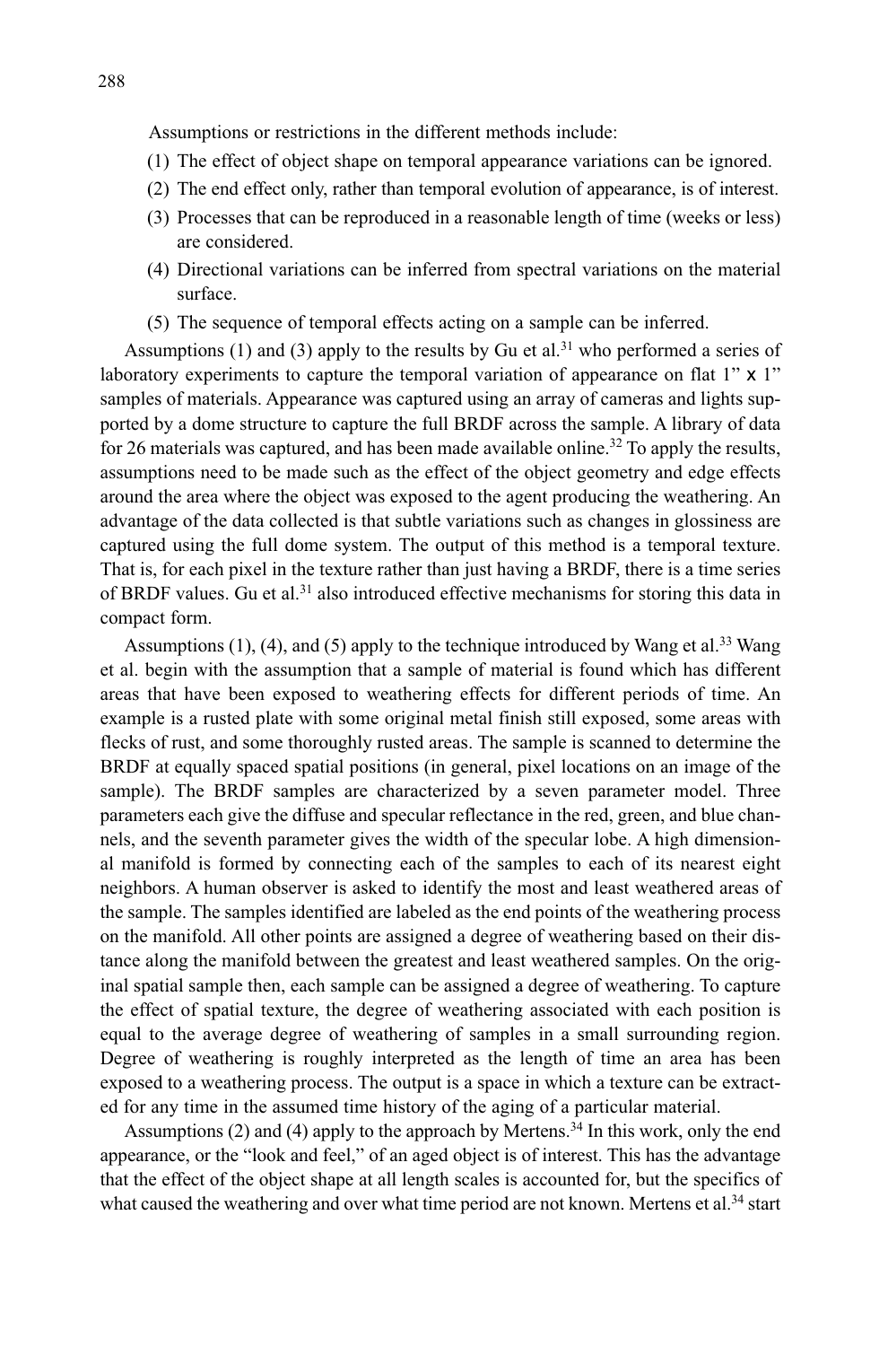Assumptions or restrictions in the different methods include:

(1) The effect of object shape on temporal appearance variations can be ignored.
(2) The end effect only, rather than temporal evolution of appearance, is of interest.
(3) Processes that can be reproduced in a reasonable length of time (weeks or less) are considered.
(4) Directional variations can be inferred from spectral variations on the material surface.
(5) The sequence of temporal effects acting on a sample can be inferred.

Assumptions (1) and (3) apply to the results by Gu et al.[31] who performed a series of laboratory experiments to capture the temporal variation of appearance on flat 1" x 1" samples of materials. Appearance was captured using an array of cameras and lights supported by a dome structure to capture the full BRDF across the sample. A library of data for 26 materials was captured, and has been made available online.[32] To apply the results, assumptions need to be made such as the effect of the object geometry and edge effects around the area where the object was exposed to the agent producing the weathering. An advantage of the data collected is that subtle variations such as changes in glossiness are captured using the full dome system. The output of this method is a temporal texture. That is, for each pixel in the texture rather than just having a BRDF, there is a time series of BRDF values. Gu et al.[31] also introduced effective mechanisms for storing this data in compact form.

Assumptions (1), (4), and (5) apply to the technique introduced by Wang et al.[33] Wang et al. begin with the assumption that a sample of material is found which has different areas that have been exposed to weathering effects for different periods of time. An example is a rusted plate with some original metal finish still exposed, some areas with flecks of rust, and some thoroughly rusted areas. The sample is scanned to determine the BRDF at equally spaced spatial positions (in general, pixel locations on an image of the sample). The BRDF samples are characterized by a seven parameter model. Three parameters each give the diffuse and specular reflectance in the red, green, and blue channels, and the seventh parameter gives the width of the specular lobe. A high dimensional manifold is formed by connecting each of the samples to each of its nearest eight neighbors. A human observer is asked to identify the most and least weathered areas of the sample. The samples identified are labeled as the end points of the weathering process on the manifold. All other points are assigned a degree of weathering based on their distance along the manifold between the greatest and least weathered samples. On the original spatial sample then, each sample can be assigned a degree of weathering. To capture the effect of spatial texture, the degree of weathering associated with each position is equal to the average degree of weathering of samples in a small surrounding region. Degree of weathering is roughly interpreted as the length of time an area has been exposed to a weathering process. The output is a space in which a texture can be extracted for any time in the assumed time history of the aging of a particular material.

Assumptions (2) and (4) apply to the approach by Mertens.[34] In this work, only the end appearance, or the "look and feel," of an aged object is of interest. This has the advantage that the effect of the object shape at all length scales is accounted for, but the specifics of what caused the weathering and over what time period are not known. Mertens et al.[34] start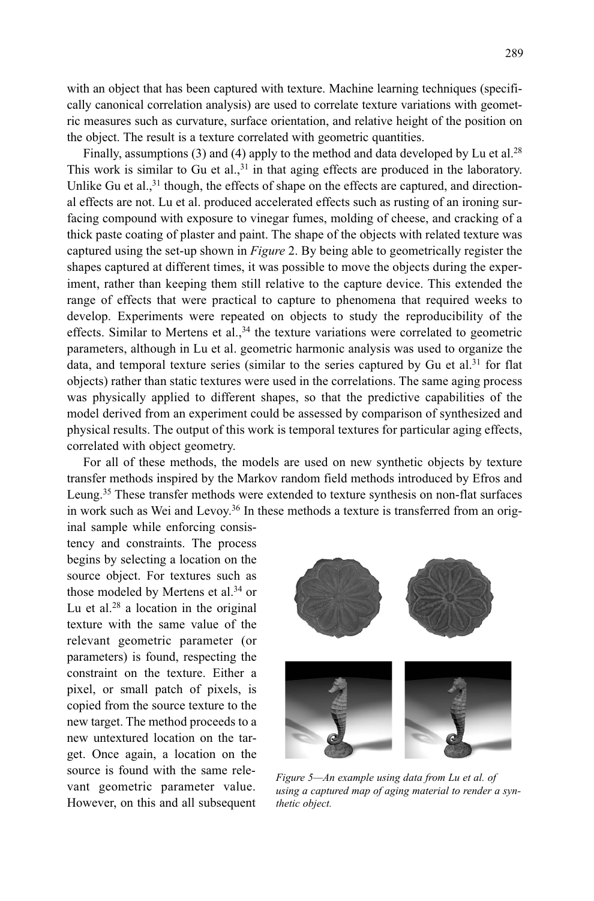with an object that has been captured with texture. Machine learning techniques (specifically canonical correlation analysis) are used to correlate texture variations with geometric measures such as curvature, surface orientation, and relative height of the position on the object. The result is a texture correlated with geometric quantities.

Finally, assumptions (3) and (4) apply to the method and data developed by Lu et al.[28] This work is similar to Gu et al.,[31] in that aging effects are produced in the laboratory. Unlike Gu et al.,[31] though, the effects of shape on the effects are captured, and directional effects are not. Lu et al. produced accelerated effects such as rusting of an ironing surfacing compound with exposure to vinegar fumes, molding of cheese, and cracking of a thick paste coating of plaster and paint. The shape of the objects with related texture was captured using the set-up shown in *Figure* 2. By being able to geometrically register the shapes captured at different times, it was possible to move the objects during the experiment, rather than keeping them still relative to the capture device. This extended the range of effects that were practical to capture to phenomena that required weeks to develop. Experiments were repeated on objects to study the reproducibility of the effects. Similar to Mertens et al.,[34] the texture variations were correlated to geometric parameters, although in Lu et al. geometric harmonic analysis was used to organize the data, and temporal texture series (similar to the series captured by Gu et al.[31] for flat objects) rather than static textures were used in the correlations. The same aging process was physically applied to different shapes, so that the predictive capabilities of the model derived from an experiment could be assessed by comparison of synthesized and physical results. The output of this work is temporal textures for particular aging effects, correlated with object geometry.

For all of these methods, the models are used on new synthetic objects by texture transfer methods inspired by the Markov random field methods introduced by Efros and Leung.[35] These transfer methods were extended to texture synthesis on non-flat surfaces in work such as Wei and Levoy.[36] In these methods a texture is transferred from an original sample while enforcing consistency and constraints. The process begins by selecting a location on the source object. For textures such as those modeled by Mertens et al.[34] or Lu et al.[28] a location in the original texture with the same value of the relevant geometric parameter (or parameters) is found, respecting the constraint on the texture. Either a pixel, or small patch of pixels, is copied from the source texture to the new target. The method proceeds to a new untextured location on the target. Once again, a location on the source is found with the same relevant geometric parameter value. However, on this and all subsequent

*Figure 5—An example using data from Lu et al. of using a captured map of aging material to render a synthetic object.*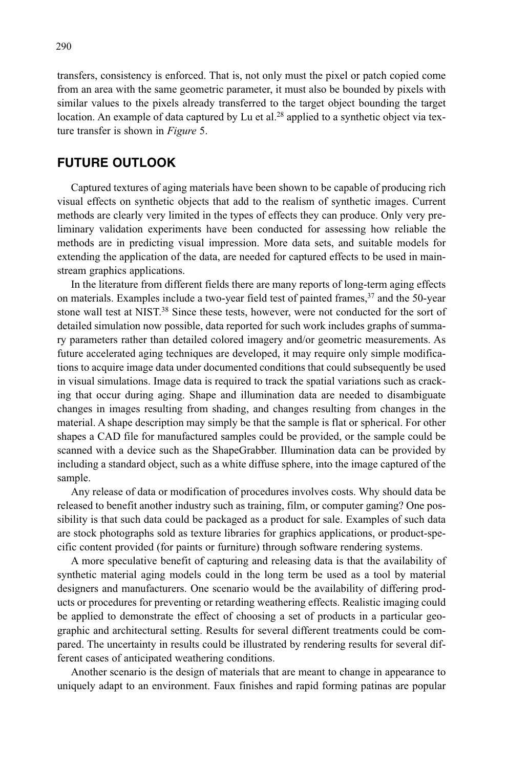transfers, consistency is enforced. That is, not only must the pixel or patch copied come from an area with the same geometric parameter, it must also be bounded by pixels with similar values to the pixels already transferred to the target object bounding the target location. An example of data captured by Lu et al.[28] applied to a synthetic object via texture transfer is shown in *Figure* 5.

## FUTURE OUTLOOK

Captured textures of aging materials have been shown to be capable of producing rich visual effects on synthetic objects that add to the realism of synthetic images. Current methods are clearly very limited in the types of effects they can produce. Only very preliminary validation experiments have been conducted for assessing how reliable the methods are in predicting visual impression. More data sets, and suitable models for extending the application of the data, are needed for captured effects to be used in mainstream graphics applications.

In the literature from different fields there are many reports of long-term aging effects on materials. Examples include a two-year field test of painted frames,[37] and the 50-year stone wall test at NIST.[38] Since these tests, however, were not conducted for the sort of detailed simulation now possible, data reported for such work includes graphs of summary parameters rather than detailed colored imagery and/or geometric measurements. As future accelerated aging techniques are developed, it may require only simple modifications to acquire image data under documented conditions that could subsequently be used in visual simulations. Image data is required to track the spatial variations such as cracking that occur during aging. Shape and illumination data are needed to disambiguate changes in images resulting from shading, and changes resulting from changes in the material. A shape description may simply be that the sample is flat or spherical. For other shapes a CAD file for manufactured samples could be provided, or the sample could be scanned with a device such as the ShapeGrabber. Illumination data can be provided by including a standard object, such as a white diffuse sphere, into the image captured of the sample.

Any release of data or modification of procedures involves costs. Why should data be released to benefit another industry such as training, film, or computer gaming? One possibility is that such data could be packaged as a product for sale. Examples of such data are stock photographs sold as texture libraries for graphics applications, or product-specific content provided (for paints or furniture) through software rendering systems.

A more speculative benefit of capturing and releasing data is that the availability of synthetic material aging models could in the long term be used as a tool by material designers and manufacturers. One scenario would be the availability of differing products or procedures for preventing or retarding weathering effects. Realistic imaging could be applied to demonstrate the effect of choosing a set of products in a particular geographic and architectural setting. Results for several different treatments could be compared. The uncertainty in results could be illustrated by rendering results for several different cases of anticipated weathering conditions.

Another scenario is the design of materials that are meant to change in appearance to uniquely adapt to an environment. Faux finishes and rapid forming patinas are popular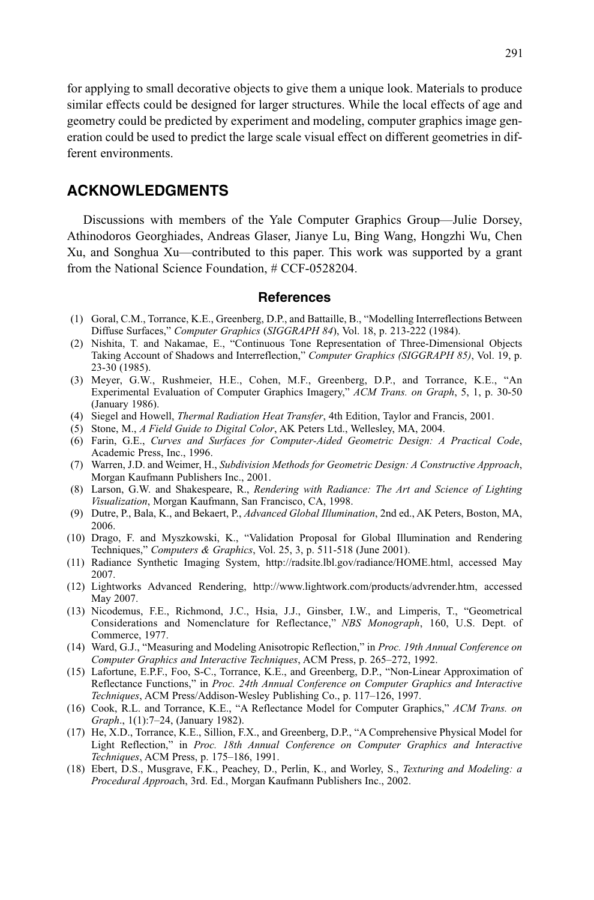for applying to small decorative objects to give them a unique look. Materials to produce similar effects could be designed for larger structures. While the local effects of age and geometry could be predicted by experiment and modeling, computer graphics image generation could be used to predict the large scale visual effect on different geometries in different environments.

## ACKNOWLEDGMENTS

Discussions with members of the Yale Computer Graphics Group—Julie Dorsey, Athinodoros Georghiades, Andreas Glaser, Jianye Lu, Bing Wang, Hongzhi Wu, Chen Xu, and Songhua Xu—contributed to this paper. This work was supported by a grant from the National Science Foundation, # CCF-0528204.

### References

(1) Goral, C.M., Torrance, K.E., Greenberg, D.P., and Battaille, B., "Modelling Interreflections Between Diffuse Surfaces," *Computer Graphics* (*SIGGRAPH 84*), Vol. 18, p. 213-222 (1984).

(2) Nishita, T. and Nakamae, E., "Continuous Tone Representation of Three-Dimensional Objects Taking Account of Shadows and Interreflection," *Computer Graphics (SIGGRAPH 85)*, Vol. 19, p. 23-30 (1985).

(3) Meyer, G.W., Rushmeier, H.E., Cohen, M.F., Greenberg, D.P., and Torrance, K.E., "An Experimental Evaluation of Computer Graphics Imagery," *ACM Trans. on Graph*, 5, 1, p. 30-50 (January 1986).

(4) Siegel and Howell, *Thermal Radiation Heat Transfer*, 4th Edition, Taylor and Francis, 2001.

(5) Stone, M., *A Field Guide to Digital Color*, AK Peters Ltd., Wellesley, MA, 2004.

(6) Farin, G.E., *Curves and Surfaces for Computer-Aided Geometric Design: A Practical Code*, Academic Press, Inc., 1996.

(7) Warren, J.D. and Weimer, H., *Subdivision Methods for Geometric Design: A Constructive Approach*, Morgan Kaufmann Publishers Inc., 2001.

(8) Larson, G.W. and Shakespeare, R., *Rendering with Radiance: The Art and Science of Lighting Visualization*, Morgan Kaufmann, San Francisco, CA, 1998.

(9) Dutre, P., Bala, K., and Bekaert, P., *Advanced Global Illumination*, 2nd ed., AK Peters, Boston, MA, 2006.

(10) Drago, F. and Myszkowski, K., "Validation Proposal for Global Illumination and Rendering Techniques," *Computers & Graphics*, Vol. 25, 3, p. 511-518 (June 2001).

(11) Radiance Synthetic Imaging System, http://radsite.lbl.gov/radiance/HOME.html, accessed May 2007.

(12) Lightworks Advanced Rendering, http://www.lightwork.com/products/advrender.htm, accessed May 2007.

(13) Nicodemus, F.E., Richmond, J.C., Hsia, J.J., Ginsber, I.W., and Limperis, T., "Geometrical Considerations and Nomenclature for Reflectance," *NBS Monograph*, 160, U.S. Dept. of Commerce, 1977.

(14) Ward, G.J., "Measuring and Modeling Anisotropic Reflection," in *Proc. 19th Annual Conference on Computer Graphics and Interactive Techniques*, ACM Press, p. 265–272, 1992.

(15) Lafortune, E.P.F., Foo, S-C., Torrance, K.E., and Greenberg, D.P., "Non-Linear Approximation of Reflectance Functions," in *Proc. 24th Annual Conference on Computer Graphics and Interactive Techniques*, ACM Press/Addison-Wesley Publishing Co., p. 117–126, 1997.

(16) Cook, R.L. and Torrance, K.E., "A Reflectance Model for Computer Graphics," *ACM Trans. on Graph*., 1(1):7–24, (January 1982).

(17) He, X.D., Torrance, K.E., Sillion, F.X., and Greenberg, D.P., "A Comprehensive Physical Model for Light Reflection," in *Proc. 18th Annual Conference on Computer Graphics and Interactive Techniques*, ACM Press, p. 175–186, 1991.

(18) Ebert, D.S., Musgrave, F.K., Peachey, D., Perlin, K., and Worley, S., *Texturing and Modeling: a Procedural Approach*, 3rd. Ed., Morgan Kaufmann Publishers Inc., 2002.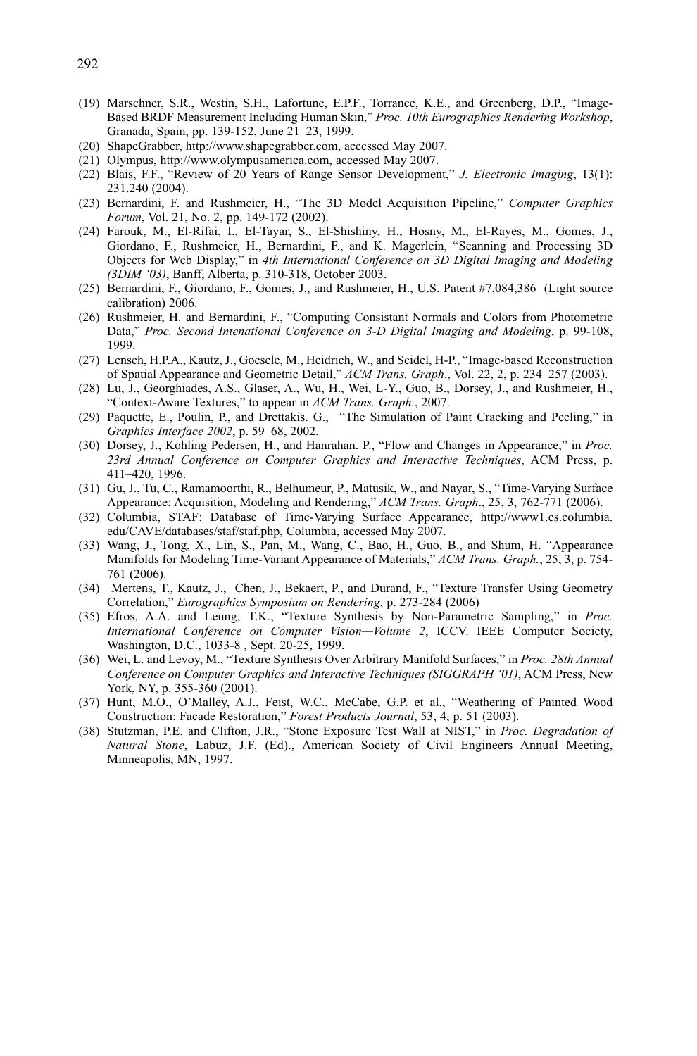(19) Marschner, S.R., Westin, S.H., Lafortune, E.P.F., Torrance, K.E., and Greenberg, D.P., "Image-Based BRDF Measurement Including Human Skin," *Proc. 10th Eurographics Rendering Workshop*, Granada, Spain, pp. 139-152, June 21–23, 1999.

(20) ShapeGrabber, http://www.shapegrabber.com, accessed May 2007.

(21) Olympus, http://www.olympusamerica.com, accessed May 2007.

(22) Blais, F.F., "Review of 20 Years of Range Sensor Development," *J. Electronic Imaging*, 13(1): 231.240 (2004).

(23) Bernardini, F. and Rushmeier, H., "The 3D Model Acquisition Pipeline," *Computer Graphics Forum*, Vol. 21, No. 2, pp. 149-172 (2002).

(24) Farouk, M., El-Rifai, I., El-Tayar, S., El-Shishiny, H., Hosny, M., El-Rayes, M., Gomes, J., Giordano, F., Rushmeier, H., Bernardini, F., and K. Magerlein, "Scanning and Processing 3D Objects for Web Display," in *4th International Conference on 3D Digital Imaging and Modeling (3DIM '03)*, Banff, Alberta, p. 310-318, October 2003.

(25) Bernardini, F., Giordano, F., Gomes, J., and Rushmeier, H., U.S. Patent #7,084,386 (Light source calibration) 2006.

(26) Rushmeier, H. and Bernardini, F., "Computing Consistant Normals and Colors from Photometric Data," *Proc. Second Intenational Conference on 3-D Digital Imaging and Modeling*, p. 99-108, 1999.

(27) Lensch, H.P.A., Kautz, J., Goesele, M., Heidrich, W., and Seidel, H-P., "Image-based Reconstruction of Spatial Appearance and Geometric Detail," *ACM Trans. Graph*., Vol. 22, 2, p. 234–257 (2003).

(28) Lu, J., Georghiades, A.S., Glaser, A., Wu, H., Wei, L-Y., Guo, B., Dorsey, J., and Rushmeier, H., "Context-Aware Textures," to appear in *ACM Trans. Graph.*, 2007.

(29) Paquette, E., Poulin, P., and Drettakis. G., "The Simulation of Paint Cracking and Peeling," in *Graphics Interface 2002*, p. 59–68, 2002.

(30) Dorsey, J., Kohling Pedersen, H., and Hanrahan. P., "Flow and Changes in Appearance," in *Proc. 23rd Annual Conference on Computer Graphics and Interactive Techniques*, ACM Press, p. 411–420, 1996.

(31) Gu, J., Tu, C., Ramamoorthi, R., Belhumeur, P., Matusik, W., and Nayar, S., "Time-Varying Surface Appearance: Acquisition, Modeling and Rendering," *ACM Trans. Graph*., 25, 3, 762-771 (2006).

(32) Columbia, STAF: Database of Time-Varying Surface Appearance, http://www1.cs.columbia.edu/CAVE/databases/staf/staf.php, Columbia, accessed May 2007.

(33) Wang, J., Tong, X., Lin, S., Pan, M., Wang, C., Bao, H., Guo, B., and Shum, H. "Appearance Manifolds for Modeling Time-Variant Appearance of Materials," *ACM Trans. Graph.*, 25, 3, p. 754-761 (2006).

(34) Mertens, T., Kautz, J., Chen, J., Bekaert, P., and Durand, F., "Texture Transfer Using Geometry Correlation," *Eurographics Symposium on Rendering*, p. 273-284 (2006)

(35) Efros, A.A. and Leung, T.K., "Texture Synthesis by Non-Parametric Sampling," in *Proc. International Conference on Computer Vision—Volume 2*, ICCV. IEEE Computer Society, Washington, D.C., 1033-8 , Sept. 20-25, 1999.

(36) Wei, L. and Levoy, M., "Texture Synthesis Over Arbitrary Manifold Surfaces," in *Proc. 28th Annual Conference on Computer Graphics and Interactive Techniques (SIGGRAPH '01)*, ACM Press, New York, NY, p. 355-360 (2001).

(37) Hunt, M.O., O'Malley, A.J., Feist, W.C., McCabe, G.P. et al., "Weathering of Painted Wood Construction: Facade Restoration," *Forest Products Journal*, 53, 4, p. 51 (2003).

(38) Stutzman, P.E. and Clifton, J.R., "Stone Exposure Test Wall at NIST," in *Proc. Degradation of Natural Stone*, Labuz, J.F. (Ed)., American Society of Civil Engineers Annual Meeting, Minneapolis, MN, 1997.